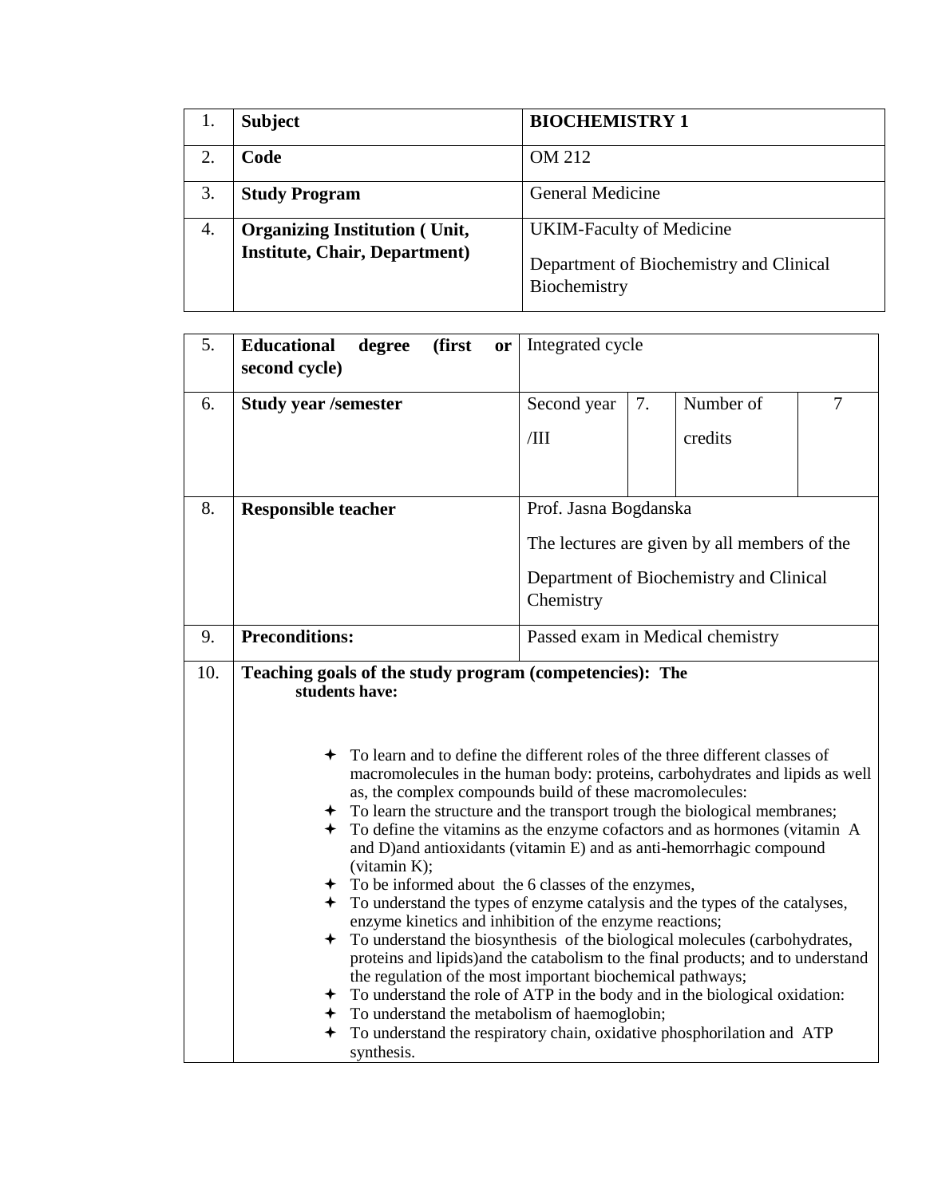| 1. | **Subject** | **BIOCHEMISTRY 1** |
|---|---|---|
| 2. | **Code** | OM 212 |
| 3. | **Study Program** | General Medicine |
| 4. | **Organizing Institution ( Unit, Institute, Chair, Department)** | UKIM-Faculty of Medicine<br>Department of Biochemistry and Clinical Biochemistry |

| 5. | **Educational degree (first or second cycle)** | Integrated cycle | | | |
|---|---|---|---|---|---|
| 6. | **Study year /semester** | Second year /III | 7. | Number of credits | 7 |
| 8. | **Responsible teacher** | Prof. Jasna Bogdanska<br>The lectures are given by all members of the Department of Biochemistry and Clinical Chemistry | | | |
| 9. | **Preconditions:** | Passed exam in Medical chemistry | | | |

**10. Teaching goals of the study program (competencies): The students have:**

- To learn and to define the different roles of the three different classes of macromolecules in the human body: proteins, carbohydrates and lipids as well as, the complex compounds build of these macromolecules:
- To learn the structure and the transport trough the biological membranes;
- To define the vitamins as the enzyme cofactors and as hormones (vitamin A and D)and antioxidants (vitamin E) and as anti-hemorrhagic compound (vitamin K);
- To be informed about the 6 classes of the enzymes,
- To understand the types of enzyme catalysis and the types of the catalyses, enzyme kinetics and inhibition of the enzyme reactions;
- To understand the biosynthesis of the biological molecules (carbohydrates, proteins and lipids)and the catabolism to the final products; and to understand the regulation of the most important biochemical pathways;
- To understand the role of ATP in the body and in the biological oxidation:
- To understand the metabolism of haemoglobin;
- To understand the respiratory chain, oxidative phosphorilation and ATP synthesis.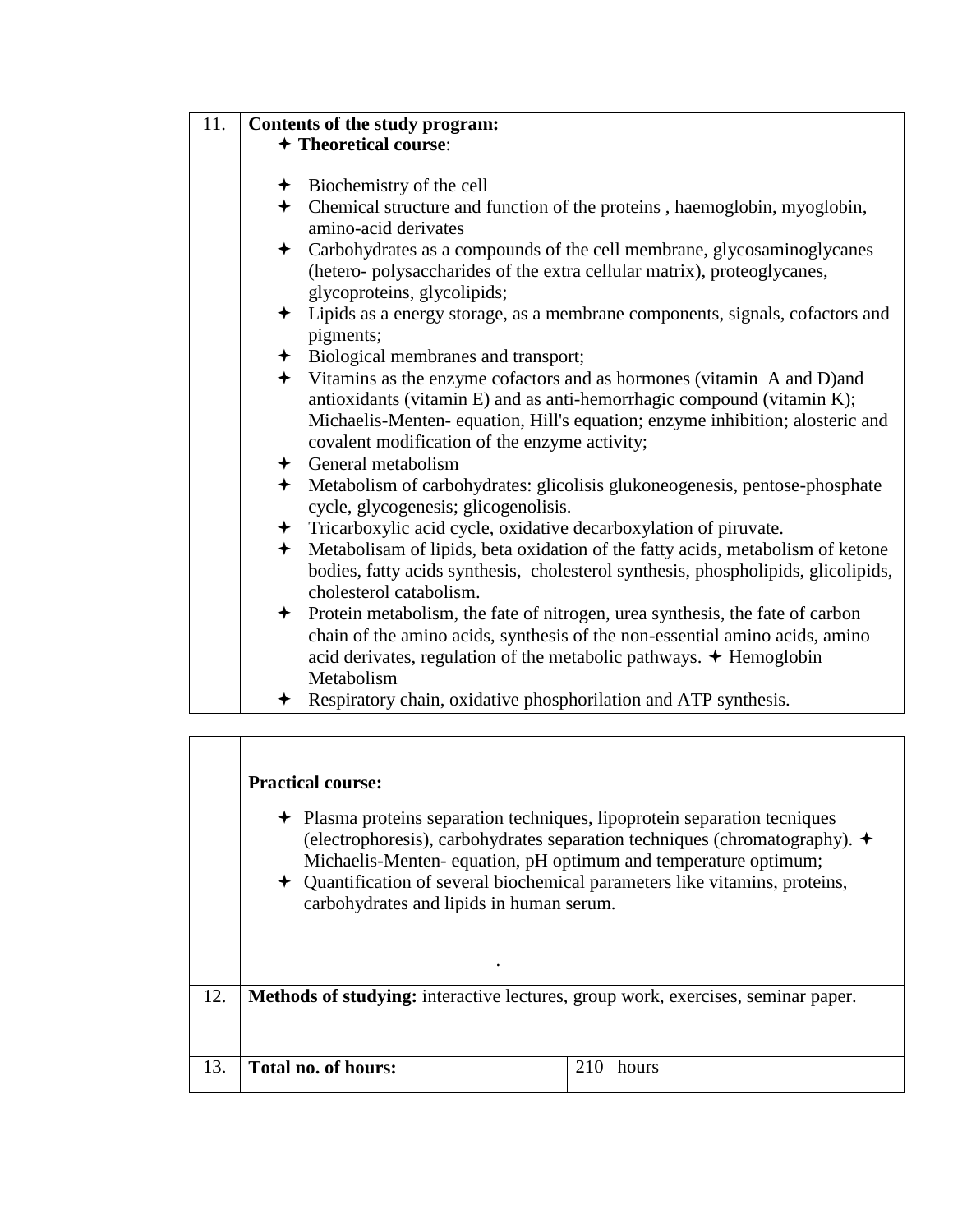| 11. | **Contents of the study program:** | |
|---|---|---|
| | ✦ **Theoretical course**:<br><br>✦ Biochemistry of the cell<br>✦ Chemical structure and function of the proteins , haemoglobin, myoglobin, amino-acid derivates<br>✦ Carbohydrates as a compounds of the cell membrane, glycosaminoglycanes (hetero- polysaccharides of the extra cellular matrix), proteoglycanes, glycoproteins, glycolipids;<br>✦ Lipids as a energy storage, as a membrane components, signals, cofactors and pigments;<br>✦ Biological membranes and transport;<br>✦ Vitamins as the enzyme cofactors and as hormones (vitamin A and D)and antioxidants (vitamin E) and as anti-hemorrhagic compound (vitamin K); Michaelis-Menten- equation, Hill's equation; enzyme inhibition; alosteric and covalent modification of the enzyme activity;<br>✦ General metabolism<br>✦ Metabolism of carbohydrates: glicolisis glukoneogenesis, pentose-phosphate cycle, glycogenesis; glicogenolisis.<br>✦ Tricarboxylic acid cycle, oxidative decarboxylation of piruvate.<br>✦ Metabolisam of lipids, beta oxidation of the fatty acids, metabolism of ketone bodies, fatty acids synthesis, cholesterol synthesis, phospholipids, glicolipids, cholesterol catabolism.<br>✦ Protein metabolism, the fate of nitrogen, urea synthesis, the fate of carbon chain of the amino acids, synthesis of the non-essential amino acids, amino acid derivates, regulation of the metabolic pathways. ✦ Hemoglobin Metabolism<br>✦ Respiratory chain, oxidative phosphorilation and ATP synthesis. | |
| | **Practical course:**<br><br>✦ Plasma proteins separation techniques, lipoprotein separation tecniques (electrophoresis), carbohydrates separation techniques (chromatography). ✦ Michaelis-Menten- equation, pH optimum and temperature optimum;<br>✦ Quantification of several biochemical parameters like vitamins, proteins, carbohydrates and lipids in human serum.<br><br>. | |
| 12. | **Methods of studying:** interactive lectures, group work, exercises, seminar paper. | |
| 13. | **Total no. of hours:** | 210 hours |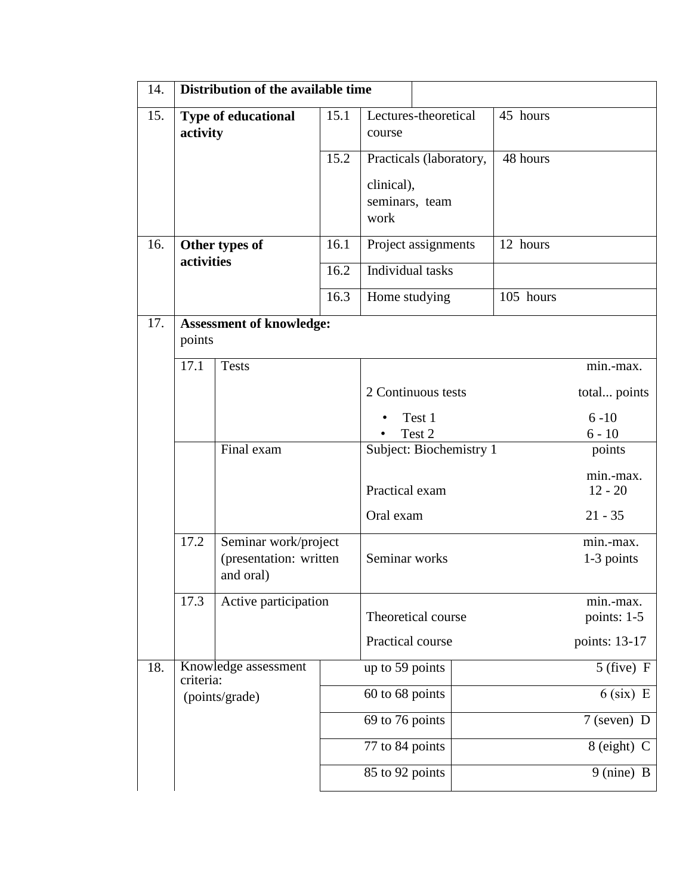| 14. | **Distribution of the available time** | | | |
|---|---|---|---|---|
| 15. | **Type of educational activity** | 15.1 | Lectures-theoretical course | 45 hours |
| | | 15.2 | Practicals (laboratory, clinical), seminars, team work | 48 hours |
| 16. | **Other types of activities** | 16.1 | Project assignments | 12 hours |
| | | 16.2 | Individual tasks | |
| | | 16.3 | Home studying | 105 hours |

| 17. | **Assessment of knowledge:** points | | | |
|---|---|---|---|---|
| | 17.1 | Tests | 2 Continuous tests<br>• Test 1<br>• Test 2 | min.-max.<br>total... points<br>6 -10<br>6 - 10 |
| | | Final exam | Subject: Biochemistry 1<br>Practical exam<br>Oral exam | points<br>min.-max.<br>12 - 20<br>21 - 35 |
| | 17.2 | Seminar work/project (presentation: written and oral) | Seminar works | min.-max.<br>1-3 points |
| | 17.3 | Active participation | Theoretical course<br>Practical course | min.-max.<br>points: 1-5<br>points: 13-17 |

| 18. | Knowledge assessment criteria: (points/grade) | | |
|---|---|---|---|
| | | up to 59 points | 5 (five) F |
| | | 60 to 68 points | 6 (six) E |
| | | 69 to 76 points | 7 (seven) D |
| | | 77 to 84 points | 8 (eight) C |
| | | 85 to 92 points | 9 (nine) B |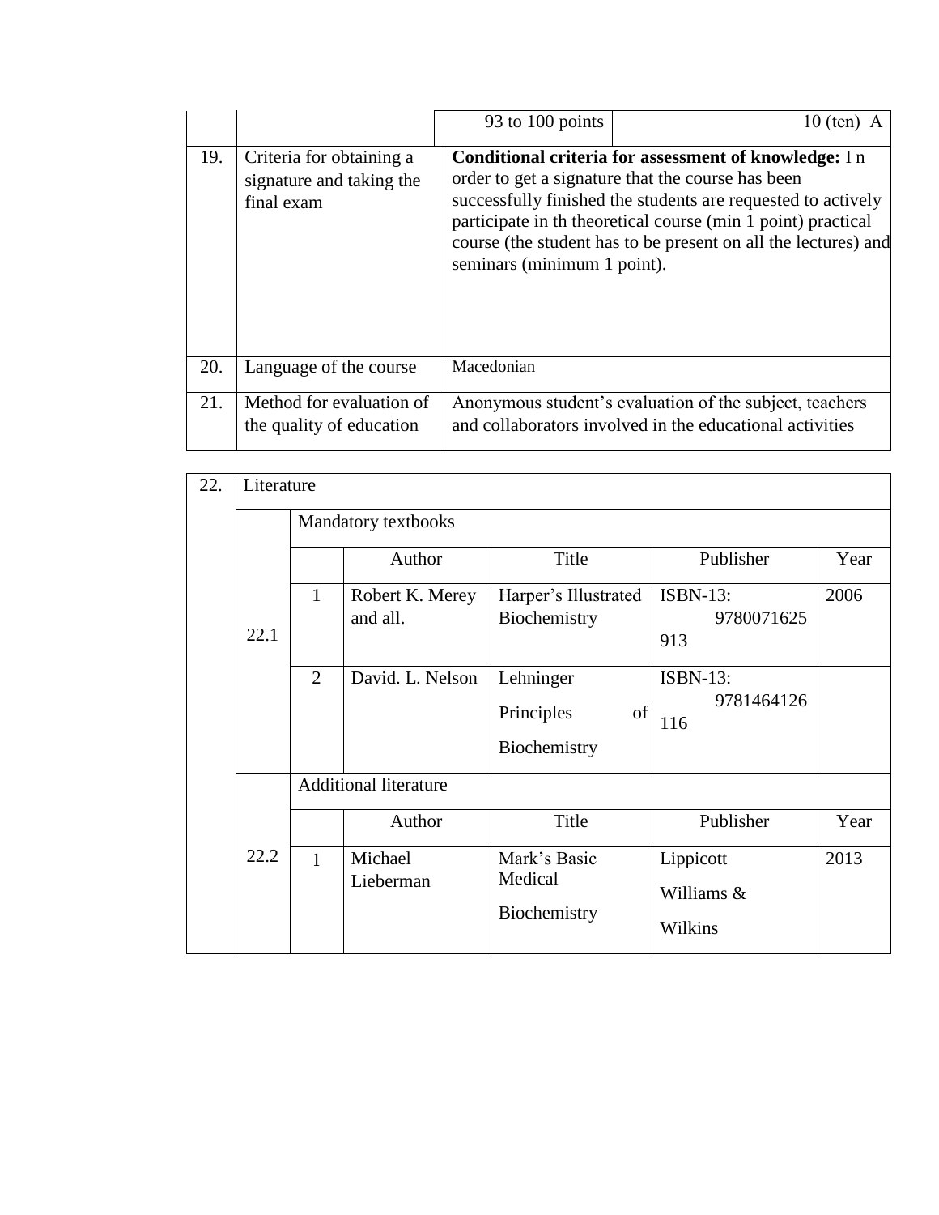| | | | |
|---|---|---|---|
| | | 93 to 100 points | 10 (ten) A |
| 19. | Criteria for obtaining a signature and taking the final exam | **Conditional criteria for assessment of knowledge:** I n order to get a signature that the course has been successfully finished the students are requested to actively participate in th theoretical course (min 1 point) practical course (the student has to be present on all the lectures) and seminars (minimum 1 point). | |
| 20. | Language of the course | Macedonian | |
| 21. | Method for evaluation of the quality of education | Anonymous student's evaluation of the subject, teachers and collaborators involved in the educational activities | |

| | | | | | | |
|---|---|---|---|---|---|---|
| 22. | Literature | | | | | |
| | 22.1 | Mandatory textbooks | | | | |
| | | | Author | Title | Publisher | Year |
| | | 1 | Robert K. Merey and all. | Harper's Illustrated Biochemistry | ISBN-13: 9780071625913 | 2006 |
| | | 2 | David. L. Nelson | Lehninger Principles of Biochemistry | ISBN-13: 9781464126116 | |
| | 22.2 | Additional literature | | | | |
| | | | Author | Title | Publisher | Year |
| | | 1 | Michael Lieberman | Mark's Basic Medical Biochemistry | Lippicott Williams & Wilkins | 2013 |